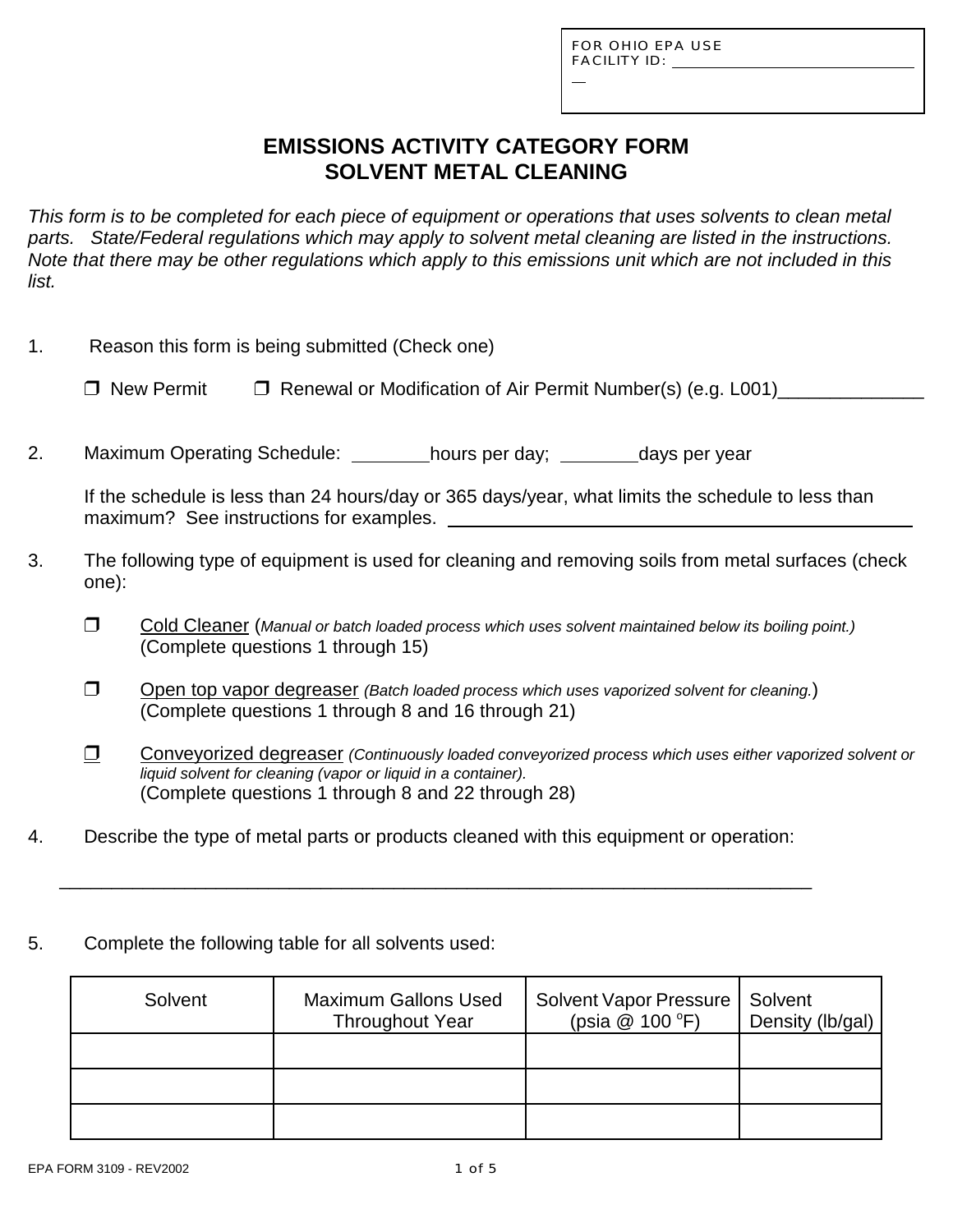FOR OHIO EPA USE
FACILITY ID: ____________________

# EMISSIONS ACTIVITY CATEGORY FORM
# SOLVENT METAL CLEANING

*This form is to be completed for each piece of equipment or operations that uses solvents to clean metal parts. State/Federal regulations which may apply to solvent metal cleaning are listed in the instructions. Note that there may be other regulations which apply to this emissions unit which are not included in this list.*

1. Reason this form is being submitted (Check one)

   ❒ New Permit ❒ Renewal or Modification of Air Permit Number(s) (e.g. L001)______________

2. Maximum Operating Schedule: ________hours per day; ________days per year

   If the schedule is less than 24 hours/day or 365 days/year, what limits the schedule to less than maximum? See instructions for examples. ____________________________________________

3. The following type of equipment is used for cleaning and removing soils from metal surfaces (check one):

   ❒ Cold Cleaner (*Manual or batch loaded process which uses solvent maintained below its boiling point.)* (Complete questions 1 through 15)

   ❒ Open top vapor degreaser *(Batch loaded process which uses vaporized solvent for cleaning.)* (Complete questions 1 through 8 and 16 through 21)

   ❒ Conveyorized degreaser *(Continuously loaded conveyorized process which uses either vaporized solvent or liquid solvent for cleaning (vapor or liquid in a container).* (Complete questions 1 through 8 and 22 through 28)

4. Describe the type of metal parts or products cleaned with this equipment or operation:

   ____________________________________________________________________________

5. Complete the following table for all solvents used:

| Solvent | Maximum Gallons Used Throughout Year | Solvent Vapor Pressure (psia @ 100 $^{o}$F) | Solvent Density (lb/gal) |
|---|---|---|---|
| | | | |
| | | | |
| | | | |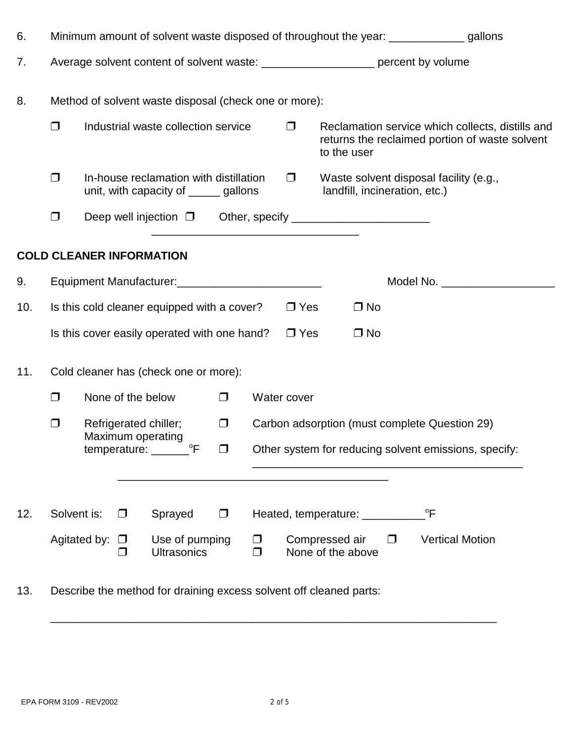6. Minimum amount of solvent waste disposed of throughout the year: ____________ gallons

7. Average solvent content of solvent waste: __________________ percent by volume

8. Method of solvent waste disposal (check one or more):

   ❐ Industrial waste collection service

   ❐ Reclamation service which collects, distills and returns the reclaimed portion of waste solvent to the user

   ❐ In-house reclamation with distillation unit, with capacity of _____ gallons

   ❐ Waste solvent disposal facility (e.g., landfill, incineration, etc.)

   ❐ Deep well injection ❐ Other, specify ______________________ ________________________________

## COLD CLEANER INFORMATION

9. Equipment Manufacturer:_______________________ Model No. __________________

10. Is this cold cleaner equipped with a cover? ❐ Yes ❐ No

    Is this cover easily operated with one hand? ❐ Yes ❐ No

11. Cold cleaner has (check one or more):

    ❐ None of the below

    ❐ Water cover

    ❐ Refrigerated chiller; Maximum operating temperature: ______°F

    ❐ Carbon adsorption (must complete Question 29)

    ❐ Other system for reducing solvent emissions, specify: ____________________________________________ __________________________________________

12. Solvent is: ❐ Sprayed ❐ Heated, temperature: __________°F

    Agitated by: ❐ Use of pumping ❐ Compressed air ❐ Vertical Motion ❐ Ultrasonics ❐ None of the above

13. Describe the method for draining excess solvent off cleaned parts:

    ________________________________________________________________________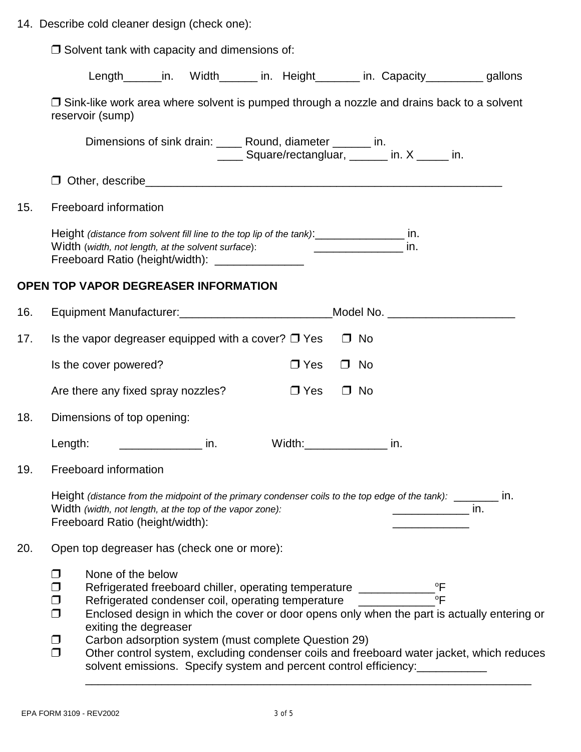14. Describe cold cleaner design (check one):

❒ Solvent tank with capacity and dimensions of:

Length______in. Width______ in. Height_______ in. Capacity_________ gallons

❒ Sink-like work area where solvent is pumped through a nozzle and drains back to a solvent reservoir (sump)

Dimensions of sink drain: ____ Round, diameter ______ in.
____ Square/rectangluar, ______ in. X _____ in.

❒ Other, describe_______________________________________________________

15. Freeboard information

Height *(distance from solvent fill line to the top lip of the tank)*:______________ in.
Width (*width, not length, at the solvent surface*): ______________ in.
Freeboard Ratio (height/width): ______________

## OPEN TOP VAPOR DEGREASER INFORMATION

16. Equipment Manufacturer:________________________Model No. ____________________

17. Is the vapor degreaser equipped with a cover? ❒ Yes ❒ No

Is the cover powered? ❒ Yes ❒ No

Are there any fixed spray nozzles? ❒ Yes ❒ No

18. Dimensions of top opening:

Length: _____________ in. Width:_____________ in.

19. Freeboard information

Height *(distance from the midpoint of the primary condenser coils to the top edge of the tank):* _______ in.
Width *(width, not length, at the top of the vapor zone):* ____________ in.
Freeboard Ratio (height/width): ____________

20. Open top degreaser has (check one or more):

❒ None of the below
❒ Refrigerated freeboard chiller, operating temperature ____________°F
❒ Refrigerated condenser coil, operating temperature ____________°F
❒ Enclosed design in which the cover or door opens only when the part is actually entering or exiting the degreaser
❒ Carbon adsorption system (must complete Question 29)
❒ Other control system, excluding condenser coils and freeboard water jacket, which reduces solvent emissions. Specify system and percent control efficiency:___________
_______________________________________________________________________

EPA FORM 3109 - REV2002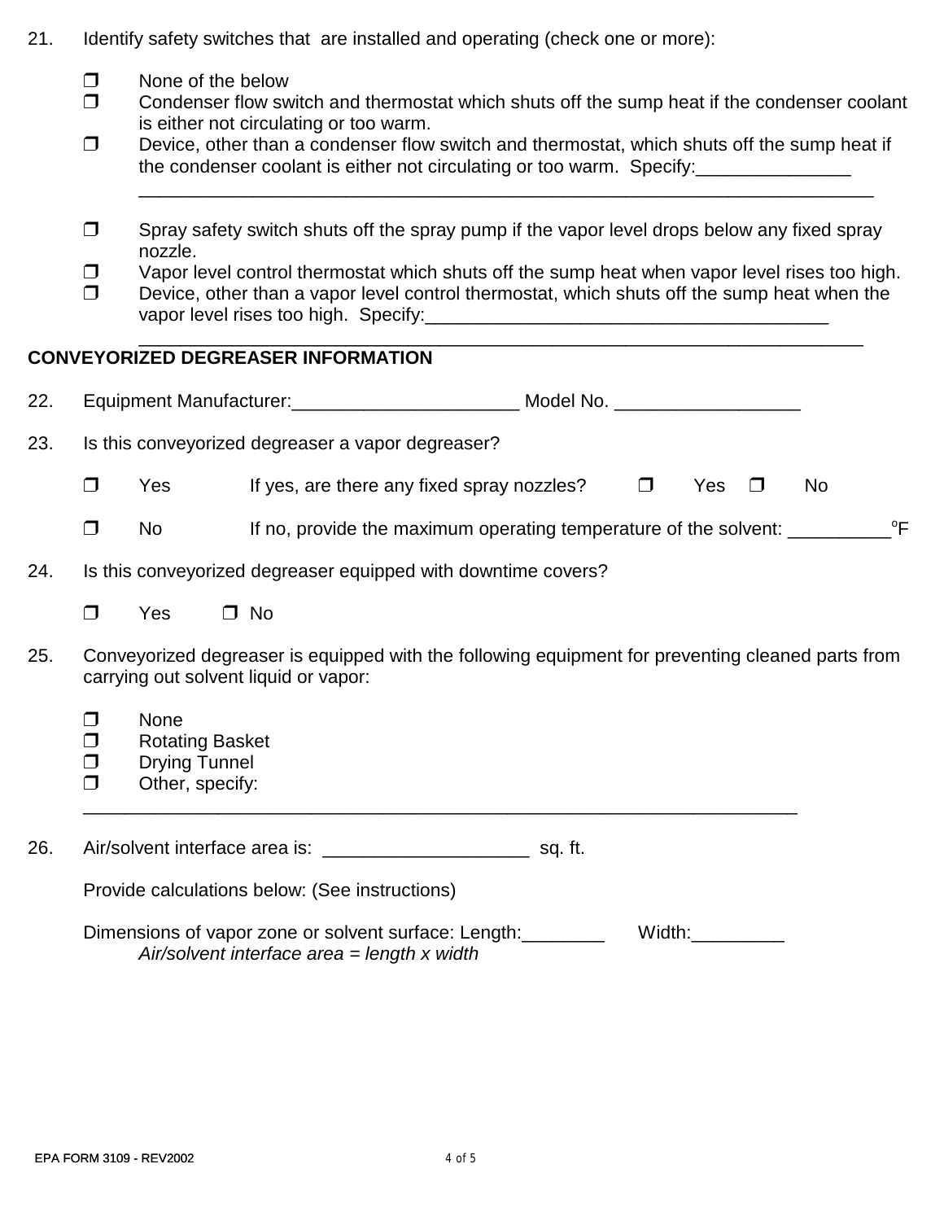21. Identify safety switches that are installed and operating (check one or more):

   - ☐ None of the below
   - ☐ Condenser flow switch and thermostat which shuts off the sump heat if the condenser coolant is either not circulating or too warm.
   - ☐ Device, other than a condenser flow switch and thermostat, which shuts off the sump heat if the condenser coolant is either not circulating or too warm. Specify:_______________ ____________________________________________________________________________
   - ☐ Spray safety switch shuts off the spray pump if the vapor level drops below any fixed spray nozzle.
   - ☐ Vapor level control thermostat which shuts off the sump heat when vapor level rises too high.
   - ☐ Device, other than a vapor level control thermostat, which shuts off the sump heat when the vapor level rises too high. Specify:________________________________________ ___________________________________________________________________________

## CONVEYORIZED DEGREASER INFORMATION

22. Equipment Manufacturer:______________________ Model No. __________________

23. Is this conveyorized degreaser a vapor degreaser?

   ☐ Yes    If yes, are there any fixed spray nozzles?    ☐ Yes  ☐ No

   ☐ No    If no, provide the maximum operating temperature of the solvent: __________$^{o}$F

24. Is this conveyorized degreaser equipped with downtime covers?

   ☐ Yes    ☐ No

25. Conveyorized degreaser is equipped with the following equipment for preventing cleaned parts from carrying out solvent liquid or vapor:

   - ☐ None
   - ☐ Rotating Basket
   - ☐ Drying Tunnel
   - ☐ Other, specify: ________________________________________________________________________

26. Air/solvent interface area is: ____________________ sq. ft.

   Provide calculations below: (See instructions)

   Dimensions of vapor zone or solvent surface: Length:________    Width:_________

   *Air/solvent interface area = length x width*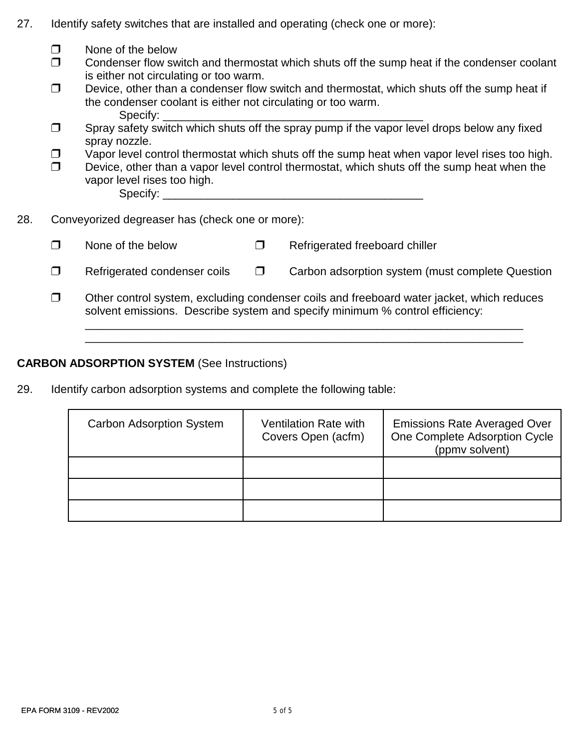27. Identify safety switches that are installed and operating (check one or more):

    ❒ None of the below
    ❒ Condenser flow switch and thermostat which shuts off the sump heat if the condenser coolant is either not circulating or too warm.
    ❒ Device, other than a condenser flow switch and thermostat, which shuts off the sump heat if the condenser coolant is either not circulating or too warm.
    Specify: ________________________________________
    ❒ Spray safety switch which shuts off the spray pump if the vapor level drops below any fixed spray nozzle.
    ❒ Vapor level control thermostat which shuts off the sump heat when vapor level rises too high.
    ❒ Device, other than a vapor level control thermostat, which shuts off the sump heat when the vapor level rises too high.
    Specify: ________________________________________

28. Conveyorized degreaser has (check one or more):

    ❒ None of the below
    ❒ Refrigerated freeboard chiller
    ❒ Refrigerated condenser coils
    ❒ Carbon adsorption system (must complete Question
    ❒ Other control system, excluding condenser coils and freeboard water jacket, which reduces solvent emissions. Describe system and specify minimum % control efficiency:
    ______________________________________________________________________
    ______________________________________________________________________

**CARBON ADSORPTION SYSTEM** (See Instructions)

29. Identify carbon adsorption systems and complete the following table:

| Carbon Adsorption System | Ventilation Rate with Covers Open (acfm) | Emissions Rate Averaged Over One Complete Adsorption Cycle (ppmv solvent) |
|---|---|---|
| | | |
| | | |
| | | |

EPA FORM 3109 - REV2002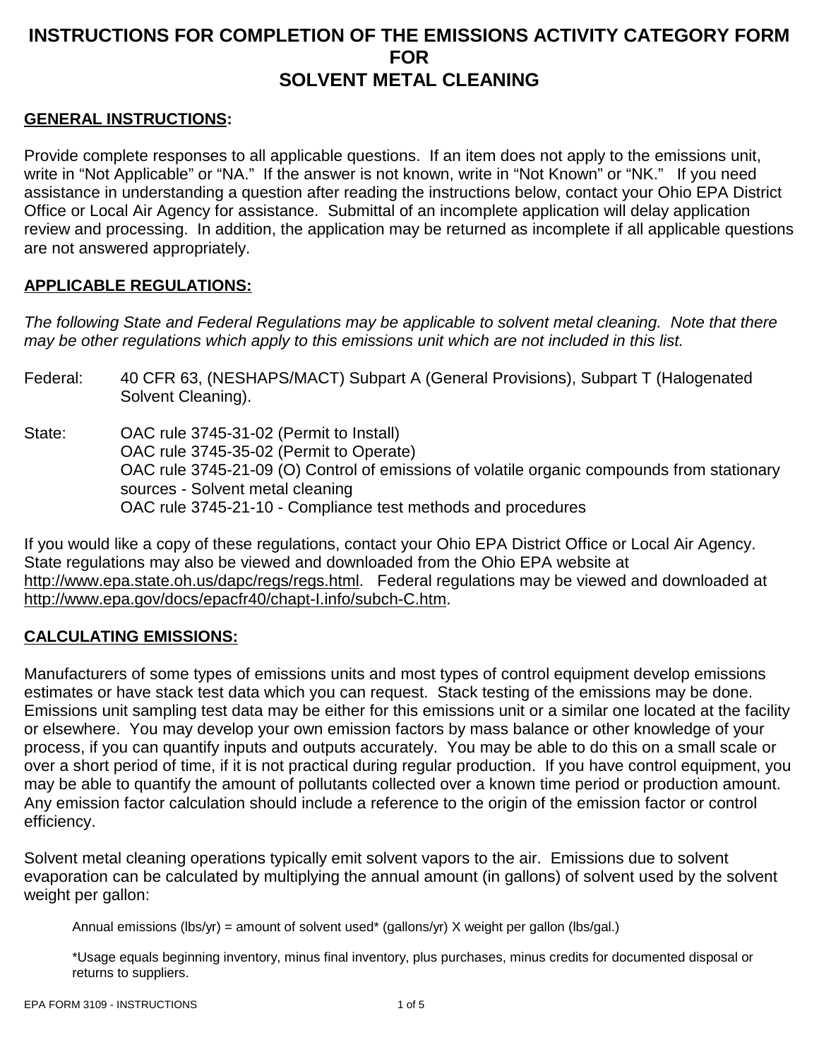# INSTRUCTIONS FOR COMPLETION OF THE EMISSIONS ACTIVITY CATEGORY FORM FOR SOLVENT METAL CLEANING

**GENERAL INSTRUCTIONS:**

Provide complete responses to all applicable questions. If an item does not apply to the emissions unit, write in "Not Applicable" or "NA." If the answer is not known, write in "Not Known" or "NK." If you need assistance in understanding a question after reading the instructions below, contact your Ohio EPA District Office or Local Air Agency for assistance. Submittal of an incomplete application will delay application review and processing. In addition, the application may be returned as incomplete if all applicable questions are not answered appropriately.

**APPLICABLE REGULATIONS:**

*The following State and Federal Regulations may be applicable to solvent metal cleaning. Note that there may be other regulations which apply to this emissions unit which are not included in this list.*

Federal: 40 CFR 63, (NESHAPS/MACT) Subpart A (General Provisions), Subpart T (Halogenated Solvent Cleaning).

State: OAC rule 3745-31-02 (Permit to Install)
OAC rule 3745-35-02 (Permit to Operate)
OAC rule 3745-21-09 (O) Control of emissions of volatile organic compounds from stationary sources - Solvent metal cleaning
OAC rule 3745-21-10 - Compliance test methods and procedures

If you would like a copy of these regulations, contact your Ohio EPA District Office or Local Air Agency. State regulations may also be viewed and downloaded from the Ohio EPA website at http://www.epa.state.oh.us/dapc/regs/regs.html. Federal regulations may be viewed and downloaded at http://www.epa.gov/docs/epacfr40/chapt-I.info/subch-C.htm.

**CALCULATING EMISSIONS:**

Manufacturers of some types of emissions units and most types of control equipment develop emissions estimates or have stack test data which you can request. Stack testing of the emissions may be done. Emissions unit sampling test data may be either for this emissions unit or a similar one located at the facility or elsewhere. You may develop your own emission factors by mass balance or other knowledge of your process, if you can quantify inputs and outputs accurately. You may be able to do this on a small scale or over a short period of time, if it is not practical during regular production. If you have control equipment, you may be able to quantify the amount of pollutants collected over a known time period or production amount. Any emission factor calculation should include a reference to the origin of the emission factor or control efficiency.

Solvent metal cleaning operations typically emit solvent vapors to the air. Emissions due to solvent evaporation can be calculated by multiplying the annual amount (in gallons) of solvent used by the solvent weight per gallon:

Annual emissions (lbs/yr) = amount of solvent used* (gallons/yr) X weight per gallon (lbs/gal.)

*Usage equals beginning inventory, minus final inventory, plus purchases, minus credits for documented disposal or returns to suppliers.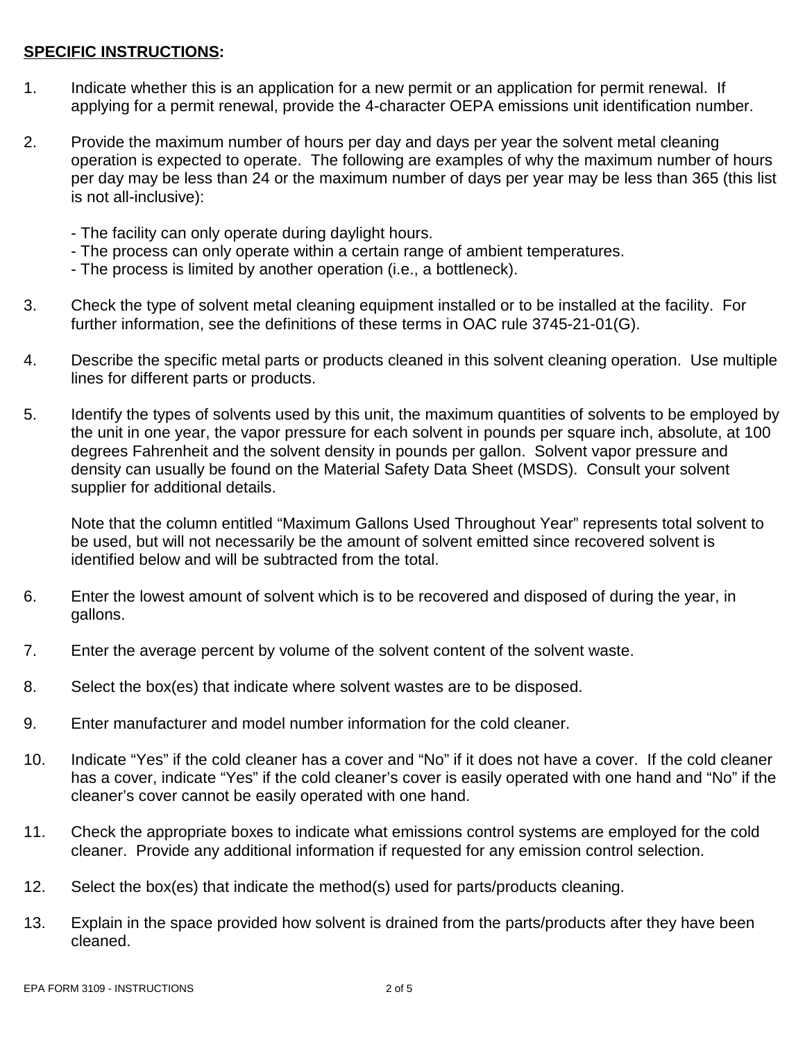**<u>SPECIFIC INSTRUCTIONS</u>:**

1. Indicate whether this is an application for a new permit or an application for permit renewal. If applying for a permit renewal, provide the 4-character OEPA emissions unit identification number.

2. Provide the maximum number of hours per day and days per year the solvent metal cleaning operation is expected to operate. The following are examples of why the maximum number of hours per day may be less than 24 or the maximum number of days per year may be less than 365 (this list is not all-inclusive):

   - The facility can only operate during daylight hours.
   - The process can only operate within a certain range of ambient temperatures.
   - The process is limited by another operation (i.e., a bottleneck).

3. Check the type of solvent metal cleaning equipment installed or to be installed at the facility. For further information, see the definitions of these terms in OAC rule 3745-21-01(G).

4. Describe the specific metal parts or products cleaned in this solvent cleaning operation. Use multiple lines for different parts or products.

5. Identify the types of solvents used by this unit, the maximum quantities of solvents to be employed by the unit in one year, the vapor pressure for each solvent in pounds per square inch, absolute, at 100 degrees Fahrenheit and the solvent density in pounds per gallon. Solvent vapor pressure and density can usually be found on the Material Safety Data Sheet (MSDS). Consult your solvent supplier for additional details.

   Note that the column entitled "Maximum Gallons Used Throughout Year" represents total solvent to be used, but will not necessarily be the amount of solvent emitted since recovered solvent is identified below and will be subtracted from the total.

6. Enter the lowest amount of solvent which is to be recovered and disposed of during the year, in gallons.

7. Enter the average percent by volume of the solvent content of the solvent waste.

8. Select the box(es) that indicate where solvent wastes are to be disposed.

9. Enter manufacturer and model number information for the cold cleaner.

10. Indicate "Yes" if the cold cleaner has a cover and "No" if it does not have a cover. If the cold cleaner has a cover, indicate "Yes" if the cold cleaner's cover is easily operated with one hand and "No" if the cleaner's cover cannot be easily operated with one hand.

11. Check the appropriate boxes to indicate what emissions control systems are employed for the cold cleaner. Provide any additional information if requested for any emission control selection.

12. Select the box(es) that indicate the method(s) used for parts/products cleaning.

13. Explain in the space provided how solvent is drained from the parts/products after they have been cleaned.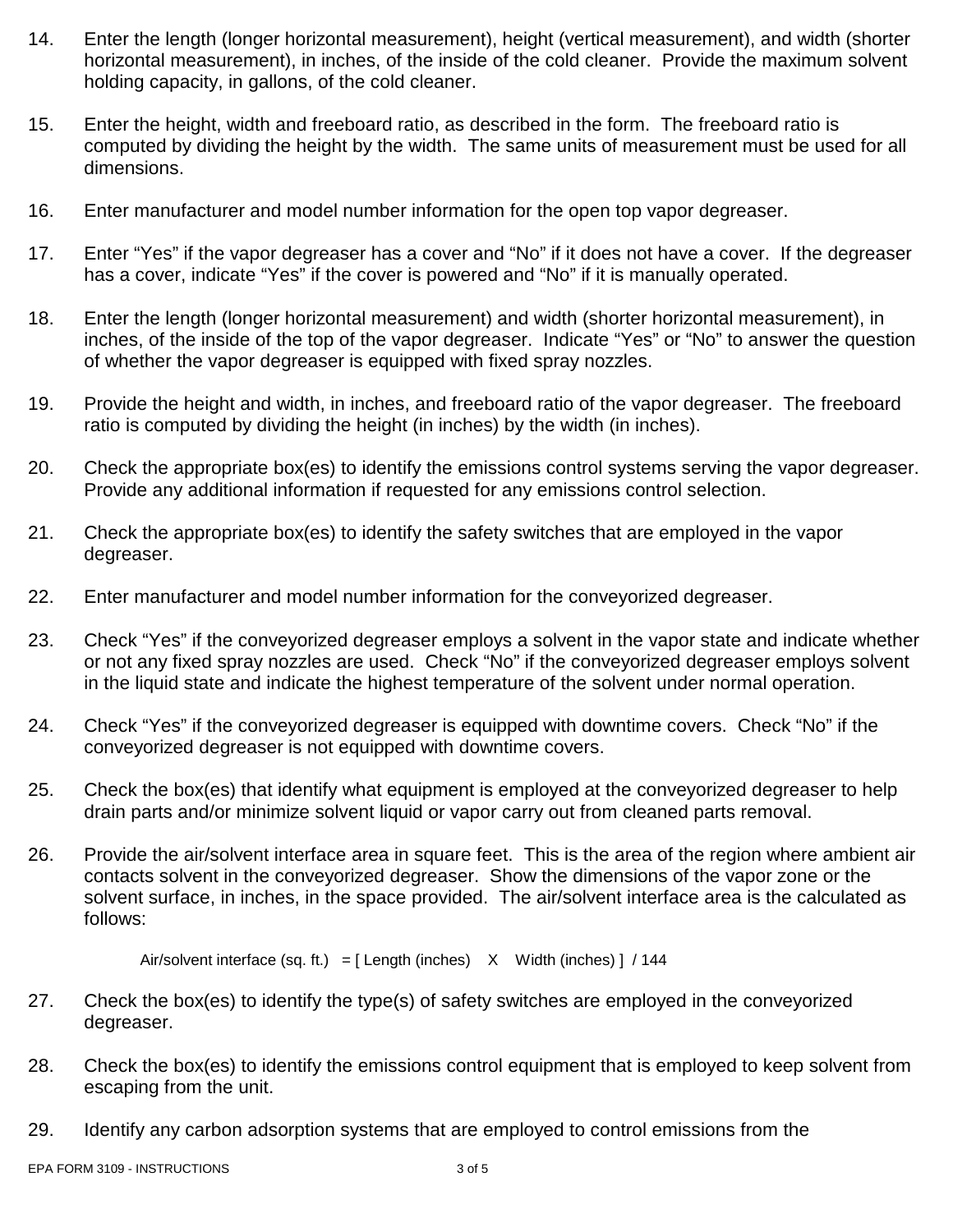14. Enter the length (longer horizontal measurement), height (vertical measurement), and width (shorter horizontal measurement), in inches, of the inside of the cold cleaner. Provide the maximum solvent holding capacity, in gallons, of the cold cleaner.

15. Enter the height, width and freeboard ratio, as described in the form. The freeboard ratio is computed by dividing the height by the width. The same units of measurement must be used for all dimensions.

16. Enter manufacturer and model number information for the open top vapor degreaser.

17. Enter “Yes” if the vapor degreaser has a cover and “No” if it does not have a cover. If the degreaser has a cover, indicate “Yes” if the cover is powered and “No” if it is manually operated.

18. Enter the length (longer horizontal measurement) and width (shorter horizontal measurement), in inches, of the inside of the top of the vapor degreaser. Indicate “Yes” or “No” to answer the question of whether the vapor degreaser is equipped with fixed spray nozzles.

19. Provide the height and width, in inches, and freeboard ratio of the vapor degreaser. The freeboard ratio is computed by dividing the height (in inches) by the width (in inches).

20. Check the appropriate box(es) to identify the emissions control systems serving the vapor degreaser. Provide any additional information if requested for any emissions control selection.

21. Check the appropriate box(es) to identify the safety switches that are employed in the vapor degreaser.

22. Enter manufacturer and model number information for the conveyorized degreaser.

23. Check “Yes” if the conveyorized degreaser employs a solvent in the vapor state and indicate whether or not any fixed spray nozzles are used. Check “No” if the conveyorized degreaser employs solvent in the liquid state and indicate the highest temperature of the solvent under normal operation.

24. Check “Yes” if the conveyorized degreaser is equipped with downtime covers. Check “No” if the conveyorized degreaser is not equipped with downtime covers.

25. Check the box(es) that identify what equipment is employed at the conveyorized degreaser to help drain parts and/or minimize solvent liquid or vapor carry out from cleaned parts removal.

26. Provide the air/solvent interface area in square feet. This is the area of the region where ambient air contacts solvent in the conveyorized degreaser. Show the dimensions of the vapor zone or the solvent surface, in inches, in the space provided. The air/solvent interface area is the calculated as follows:

    Air/solvent interface (sq. ft.) = [ Length (inches) X Width (inches) ] / 144

27. Check the box(es) to identify the type(s) of safety switches are employed in the conveyorized degreaser.

28. Check the box(es) to identify the emissions control equipment that is employed to keep solvent from escaping from the unit.

29. Identify any carbon adsorption systems that are employed to control emissions from the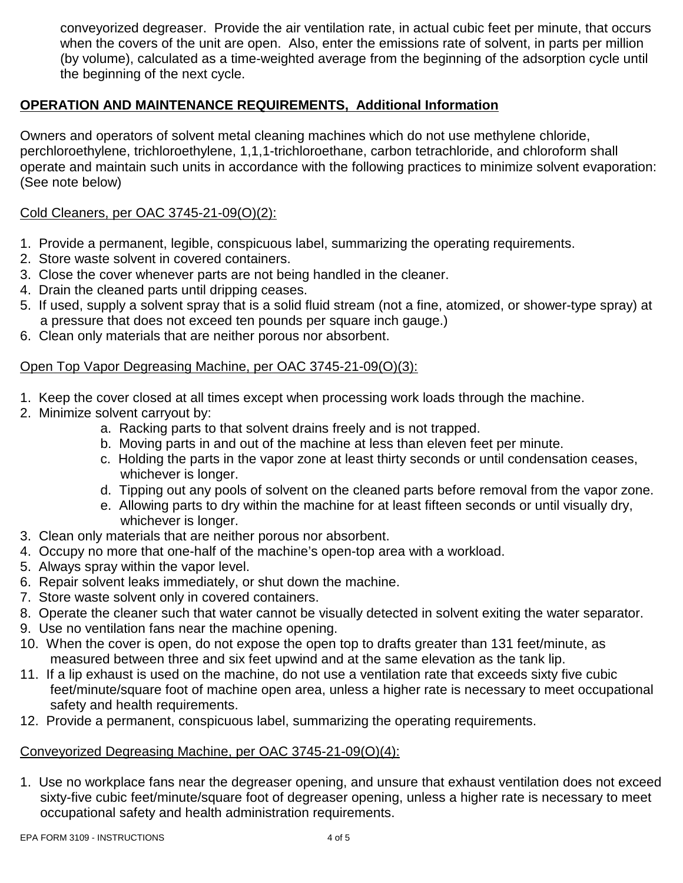conveyorized degreaser. Provide the air ventilation rate, in actual cubic feet per minute, that occurs when the covers of the unit are open. Also, enter the emissions rate of solvent, in parts per million (by volume), calculated as a time-weighted average from the beginning of the adsorption cycle until the beginning of the next cycle.

## **OPERATION AND MAINTENANCE REQUIREMENTS, Additional Information**

Owners and operators of solvent metal cleaning machines which do not use methylene chloride, perchloroethylene, trichloroethylene, 1,1,1-trichloroethane, carbon tetrachloride, and chloroform shall operate and maintain such units in accordance with the following practices to minimize solvent evaporation: (See note below)

### Cold Cleaners, per OAC 3745-21-09(O)(2):

1. Provide a permanent, legible, conspicuous label, summarizing the operating requirements.
2. Store waste solvent in covered containers.
3. Close the cover whenever parts are not being handled in the cleaner.
4. Drain the cleaned parts until dripping ceases.
5. If used, supply a solvent spray that is a solid fluid stream (not a fine, atomized, or shower-type spray) at a pressure that does not exceed ten pounds per square inch gauge.)
6. Clean only materials that are neither porous nor absorbent.

### Open Top Vapor Degreasing Machine, per OAC 3745-21-09(O)(3):

1. Keep the cover closed at all times except when processing work loads through the machine.
2. Minimize solvent carryout by:
   a. Racking parts to that solvent drains freely and is not trapped.
   b. Moving parts in and out of the machine at less than eleven feet per minute.
   c. Holding the parts in the vapor zone at least thirty seconds or until condensation ceases, whichever is longer.
   d. Tipping out any pools of solvent on the cleaned parts before removal from the vapor zone.
   e. Allowing parts to dry within the machine for at least fifteen seconds or until visually dry, whichever is longer.
3. Clean only materials that are neither porous nor absorbent.
4. Occupy no more that one-half of the machine's open-top area with a workload.
5. Always spray within the vapor level.
6. Repair solvent leaks immediately, or shut down the machine.
7. Store waste solvent only in covered containers.
8. Operate the cleaner such that water cannot be visually detected in solvent exiting the water separator.
9. Use no ventilation fans near the machine opening.
10. When the cover is open, do not expose the open top to drafts greater than 131 feet/minute, as measured between three and six feet upwind and at the same elevation as the tank lip.
11. If a lip exhaust is used on the machine, do not use a ventilation rate that exceeds sixty five cubic feet/minute/square foot of machine open area, unless a higher rate is necessary to meet occupational safety and health requirements.
12. Provide a permanent, conspicuous label, summarizing the operating requirements.

### Conveyorized Degreasing Machine, per OAC 3745-21-09(O)(4):

1. Use no workplace fans near the degreaser opening, and unsure that exhaust ventilation does not exceed sixty-five cubic feet/minute/square foot of degreaser opening, unless a higher rate is necessary to meet occupational safety and health administration requirements.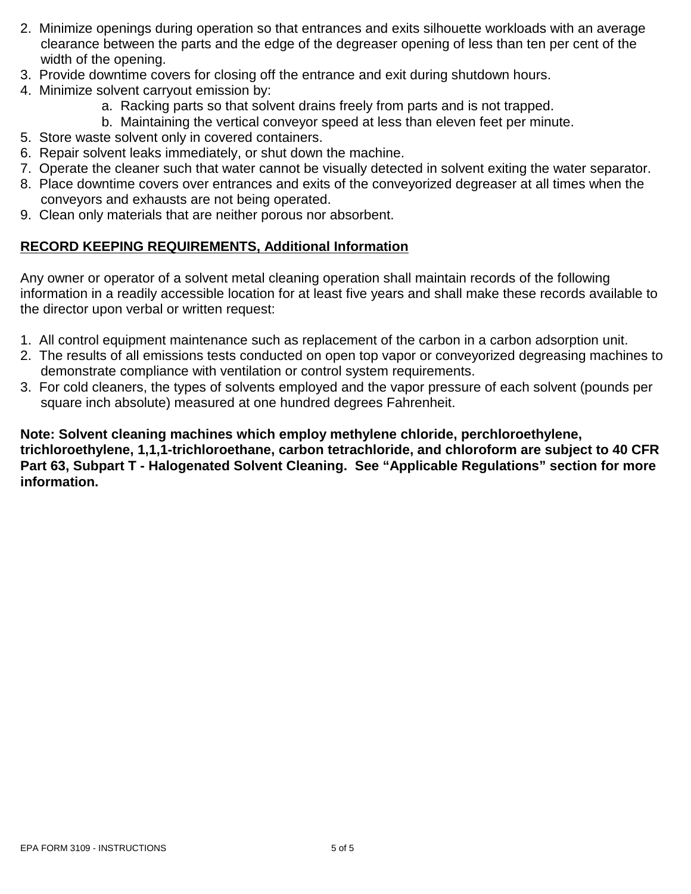2. Minimize openings during operation so that entrances and exits silhouette workloads with an average clearance between the parts and the edge of the degreaser opening of less than ten per cent of the width of the opening.
3. Provide downtime covers for closing off the entrance and exit during shutdown hours.
4. Minimize solvent carryout emission by:
    a. Racking parts so that solvent drains freely from parts and is not trapped.
    b. Maintaining the vertical conveyor speed at less than eleven feet per minute.
5. Store waste solvent only in covered containers.
6. Repair solvent leaks immediately, or shut down the machine.
7. Operate the cleaner such that water cannot be visually detected in solvent exiting the water separator.
8. Place downtime covers over entrances and exits of the conveyorized degreaser at all times when the conveyors and exhausts are not being operated.
9. Clean only materials that are neither porous nor absorbent.

## RECORD KEEPING REQUIREMENTS, Additional Information

Any owner or operator of a solvent metal cleaning operation shall maintain records of the following information in a readily accessible location for at least five years and shall make these records available to the director upon verbal or written request:

1. All control equipment maintenance such as replacement of the carbon in a carbon adsorption unit.
2. The results of all emissions tests conducted on open top vapor or conveyorized degreasing machines to demonstrate compliance with ventilation or control system requirements.
3. For cold cleaners, the types of solvents employed and the vapor pressure of each solvent (pounds per square inch absolute) measured at one hundred degrees Fahrenheit.

**Note: Solvent cleaning machines which employ methylene chloride, perchloroethylene, trichloroethylene, 1,1,1-trichloroethane, carbon tetrachloride, and chloroform are subject to 40 CFR Part 63, Subpart T - Halogenated Solvent Cleaning. See "Applicable Regulations" section for more information.**